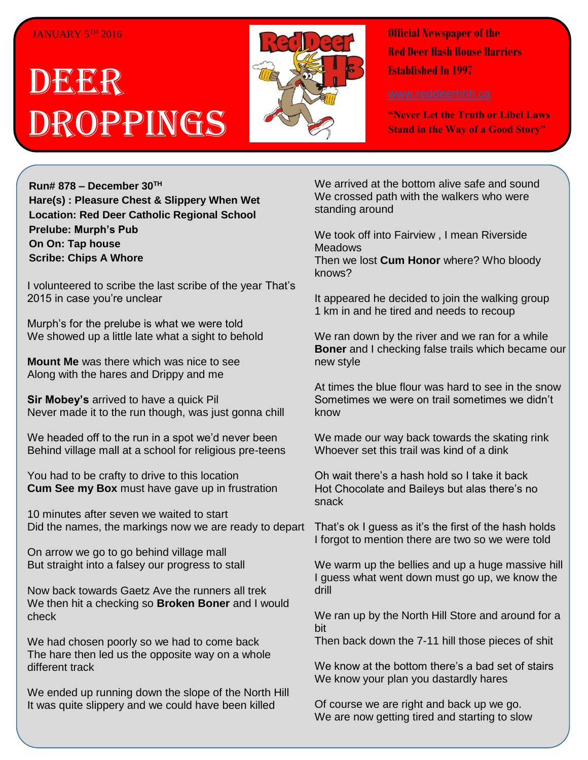JANUARY 5TH 2016

# DEER DROPPINGS

Official Newspaper of the
Red Deer Hash House Harriers
Established In 1997

www.reddeerhhh.ca

"Never Let the Truth or Libel Laws Stand in the Way of a Good Story"

**Run# 878 – December 30TH**
**Hare(s) : Pleasure Chest & Slippery When Wet**
**Location: Red Deer Catholic Regional School**
**Prelube: Murph's Pub**
**On On: Tap house**
**Scribe: Chips A Whore**

I volunteered to scribe the last scribe of the year That's 2015 in case you're unclear

Murph's for the prelube is what we were told
We showed up a little late what a sight to behold

**Mount Me** was there which was nice to see
Along with the hares and Drippy and me

**Sir Mobey's** arrived to have a quick Pil
Never made it to the run though, was just gonna chill

We headed off to the run in a spot we'd never been
Behind village mall at a school for religious pre-teens

You had to be crafty to drive to this location
**Cum See my Box** must have gave up in frustration

10 minutes after seven we waited to start
Did the names, the markings now we are ready to depart

On arrow we go to go behind village mall
But straight into a falsey our progress to stall

Now back towards Gaetz Ave the runners all trek
We then hit a checking so **Broken Boner** and I would check

We had chosen poorly so we had to come back
The hare then led us the opposite way on a whole different track

We ended up running down the slope of the North Hill
It was quite slippery and we could have been killed

We arrived at the bottom alive safe and sound
We crossed path with the walkers who were standing around

We took off into Fairview , I mean Riverside Meadows
Then we lost **Cum Honor** where? Who bloody knows?

It appeared he decided to join the walking group
1 km in and he tired and needs to recoup

We ran down by the river and we ran for a while
**Boner** and I checking false trails which became our new style

At times the blue flour was hard to see in the snow
Sometimes we were on trail sometimes we didn't know

We made our way back towards the skating rink
Whoever set this trail was kind of a dink

Oh wait there's a hash hold so I take it back
Hot Chocolate and Baileys but alas there's no snack

That's ok I guess as it's the first of the hash holds
I forgot to mention there are two so we were told

We warm up the bellies and up a huge massive hill
I guess what went down must go up, we know the drill

We ran up by the North Hill Store and around for a bit
Then back down the 7-11 hill those pieces of shit

We know at the bottom there's a bad set of stairs
We know your plan you dastardly hares

Of course we are right and back up we go.
We are now getting tired and starting to slow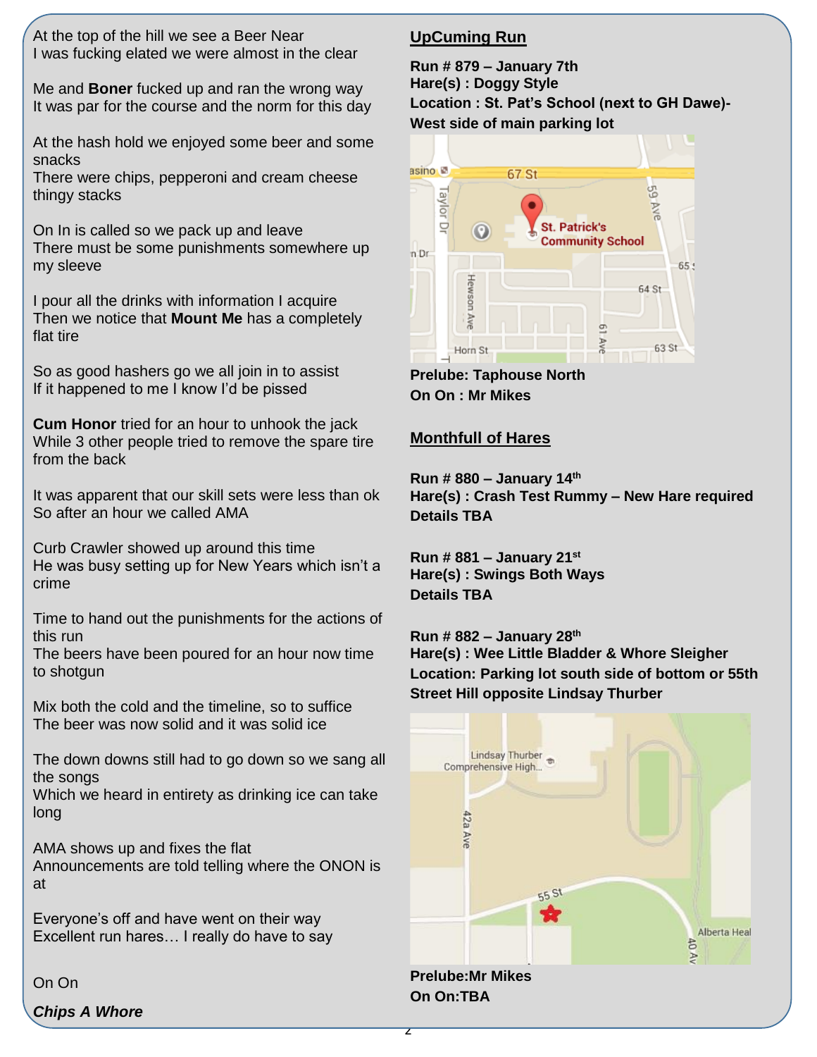At the top of the hill we see a Beer Near
I was fucking elated we were almost in the clear

Me and **Boner** fucked up and ran the wrong way
It was par for the course and the norm for this day

At the hash hold we enjoyed some beer and some snacks
There were chips, pepperoni and cream cheese thingy stacks

On In is called so we pack up and leave
There must be some punishments somewhere up my sleeve

I pour all the drinks with information I acquire
Then we notice that **Mount Me** has a completely flat tire

So as good hashers go we all join in to assist
If it happened to me I know I'd be pissed

**Cum Honor** tried for an hour to unhook the jack
While 3 other people tried to remove the spare tire from the back

It was apparent that our skill sets were less than ok
So after an hour we called AMA

Curb Crawler showed up around this time
He was busy setting up for New Years which isn't a crime

Time to hand out the punishments for the actions of this run
The beers have been poured for an hour now time to shotgun

Mix both the cold and the timeline, so to suffice
The beer was now solid and it was solid ice

The down downs still had to go down so we sang all the songs
Which we heard in entirety as drinking ice can take long

AMA shows up and fixes the flat
Announcements are told telling where the ONON is at

Everyone's off and have went on their way
Excellent run hares… I really do have to say

On On

***Chips A Whore***

## UpCuming Run

**Run # 879 – January 7th**
**Hare(s) : Doggy Style**
**Location : St. Pat's School (next to GH Dawe)- West side of main parking lot**

**Prelube: Taphouse North**
**On On : Mr Mikes**

## Monthfull of Hares

**Run # 880 – January 14th**
**Hare(s) : Crash Test Rummy – New Hare required**
**Details TBA**

**Run # 881 – January 21st**
**Hare(s) : Swings Both Ways**
**Details TBA**

**Run # 882 – January 28th**
**Hare(s) : Wee Little Bladder & Whore Sleigher**
**Location: Parking lot south side of bottom or 55th Street Hill opposite Lindsay Thurber**

**Prelube:Mr Mikes**
**On On:TBA**